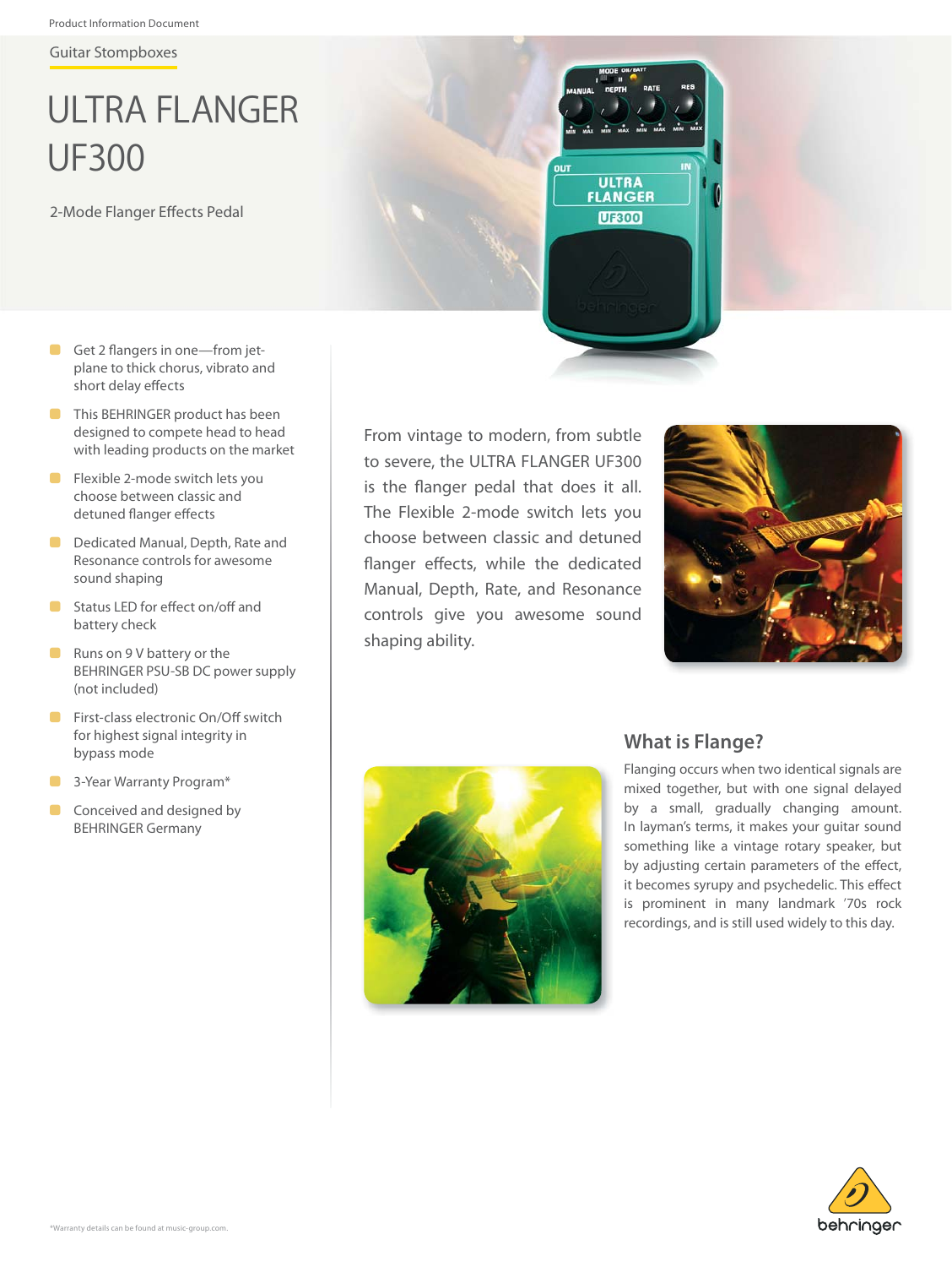Product Information Document

Guitar Stompboxes

# ULTRA FLANGER UF300

2-Mode Flanger Effects Pedal

- Get 2 flangers in one—from jet-plane to thick chorus, vibrato and short delay effects
- This BEHRINGER product has been designed to compete head to head with leading products on the market
- Flexible 2-mode switch lets you choose between classic and detuned flanger effects
- Dedicated Manual, Depth, Rate and Resonance controls for awesome sound shaping
- Status LED for effect on/off and battery check
- Runs on 9 V battery or the BEHRINGER PSU-SB DC power supply (not included)
- First-class electronic On/Off switch for highest signal integrity in bypass mode
- 3-Year Warranty Program*
- Conceived and designed by BEHRINGER Germany

From vintage to modern, from subtle to severe, the ULTRA FLANGER UF300 is the flanger pedal that does it all. The Flexible 2-mode switch lets you choose between classic and detuned flanger effects, while the dedicated Manual, Depth, Rate, and Resonance controls give you awesome sound shaping ability.

## What is Flange?

Flanging occurs when two identical signals are mixed together, but with one signal delayed by a small, gradually changing amount. In layman's terms, it makes your guitar sound something like a vintage rotary speaker, but by adjusting certain parameters of the effect, it becomes syrupy and psychedelic. This effect is prominent in many landmark '70s rock recordings, and is still used widely to this day.

*Warranty details can be found at music-group.com.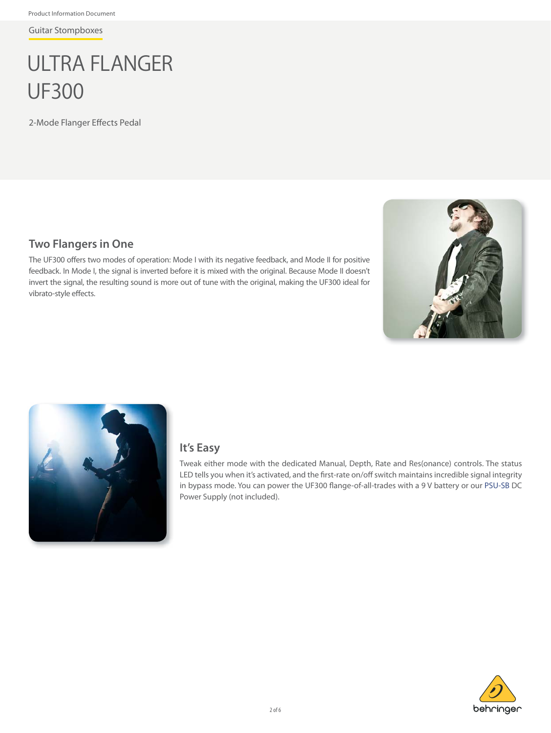Product Information Document

Guitar Stompboxes

# ULTRA FLANGER UF300

2-Mode Flanger Effects Pedal

## Two Flangers in One

The UF300 offers two modes of operation: Mode I with its negative feedback, and Mode II for positive feedback. In Mode I, the signal is inverted before it is mixed with the original. Because Mode II doesn't invert the signal, the resulting sound is more out of tune with the original, making the UF300 ideal for vibrato-style effects.

## It's Easy

Tweak either mode with the dedicated Manual, Depth, Rate and Res(onance) controls. The status LED tells you when it's activated, and the first-rate on/off switch maintains incredible signal integrity in bypass mode. You can power the UF300 flange-of-all-trades with a 9 V battery or our PSU-SB DC Power Supply (not included).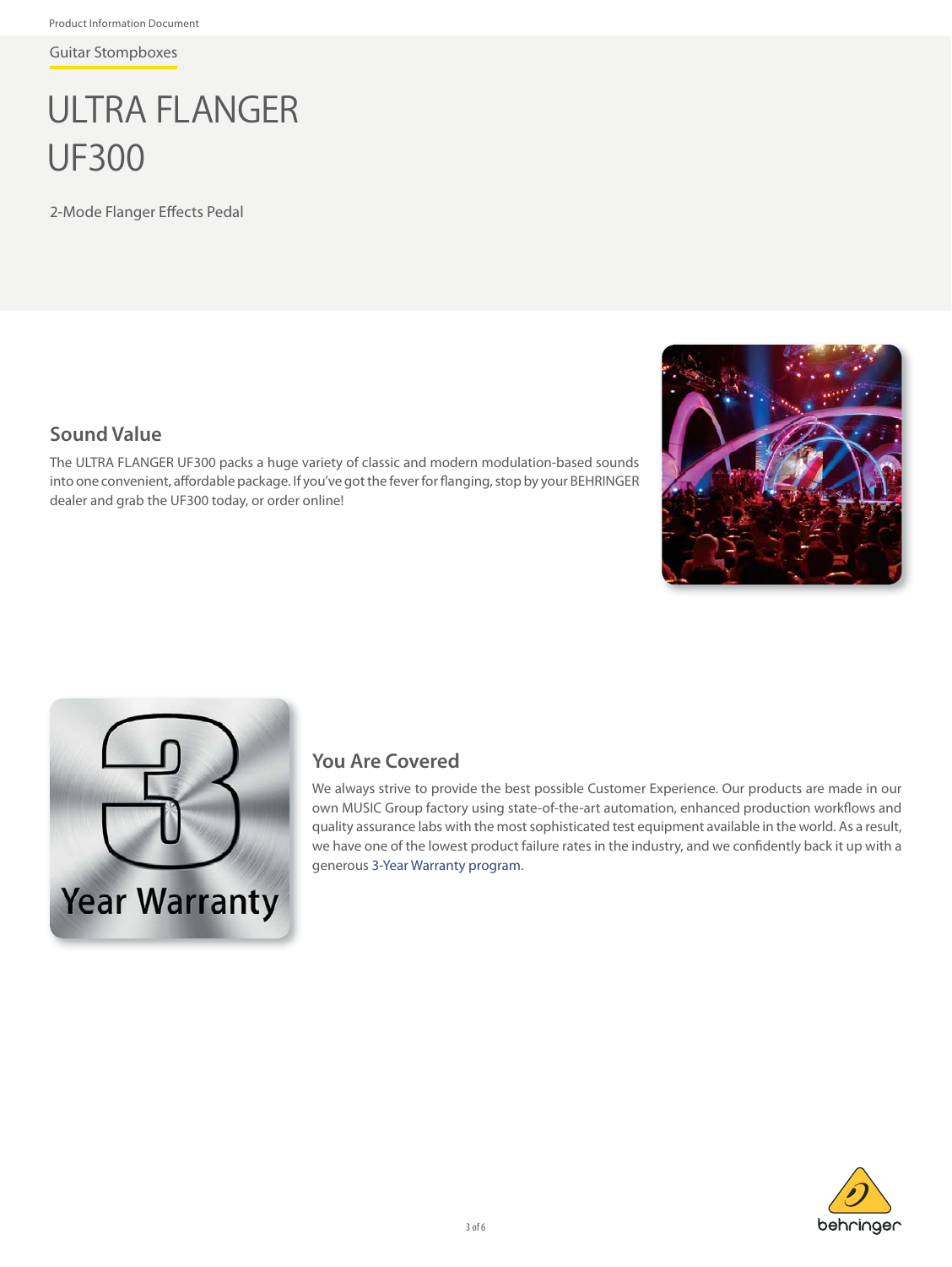Guitar Stompboxes

# ULTRA FLANGER UF300

2-Mode Flanger Effects Pedal

## Sound Value

The ULTRA FLANGER UF300 packs a huge variety of classic and modern modulation-based sounds into one convenient, affordable package. If you've got the fever for flanging, stop by your BEHRINGER dealer and grab the UF300 today, or order online!

## You Are Covered

We always strive to provide the best possible Customer Experience. Our products are made in our own MUSIC Group factory using state-of-the-art automation, enhanced production workflows and quality assurance labs with the most sophisticated test equipment available in the world. As a result, we have one of the lowest product failure rates in the industry, and we confidently back it up with a generous 3-Year Warranty program.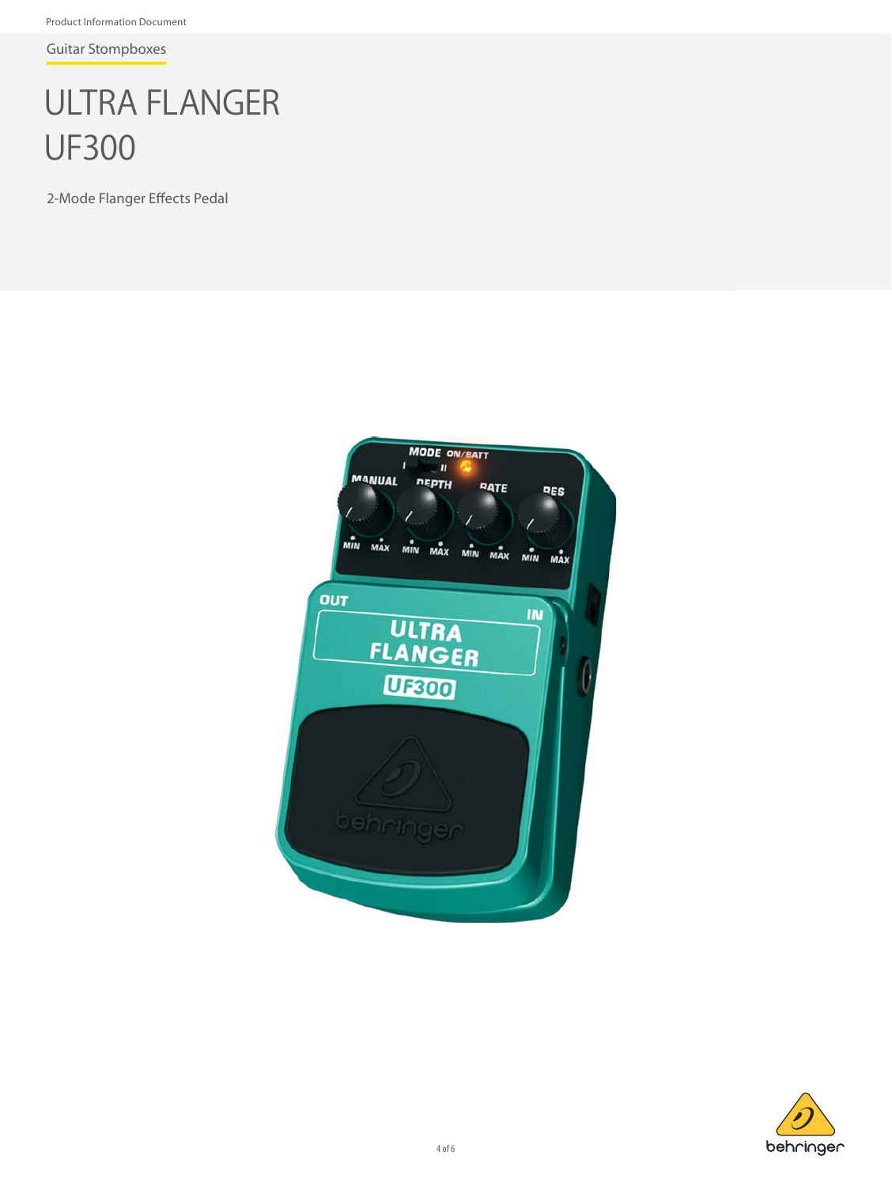Guitar Stompboxes

# ULTRA FLANGER UF300

2-Mode Flanger Effects Pedal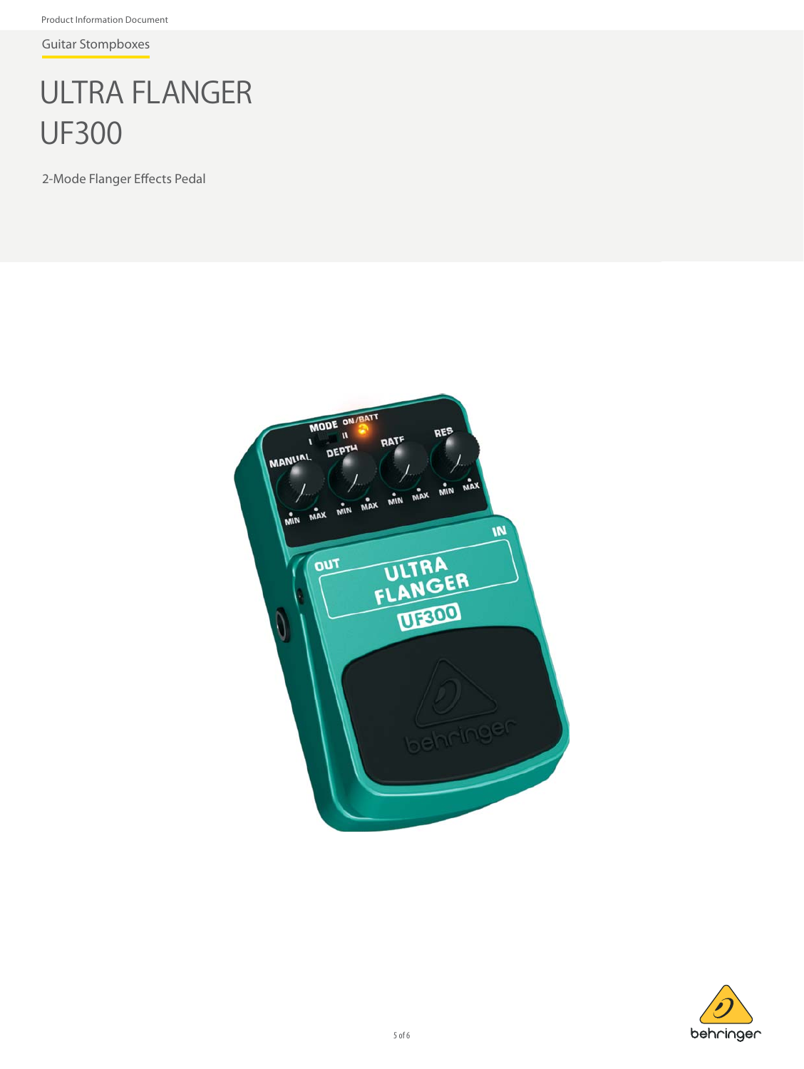Guitar Stompboxes

# ULTRA FLANGER UF300

2-Mode Flanger Effects Pedal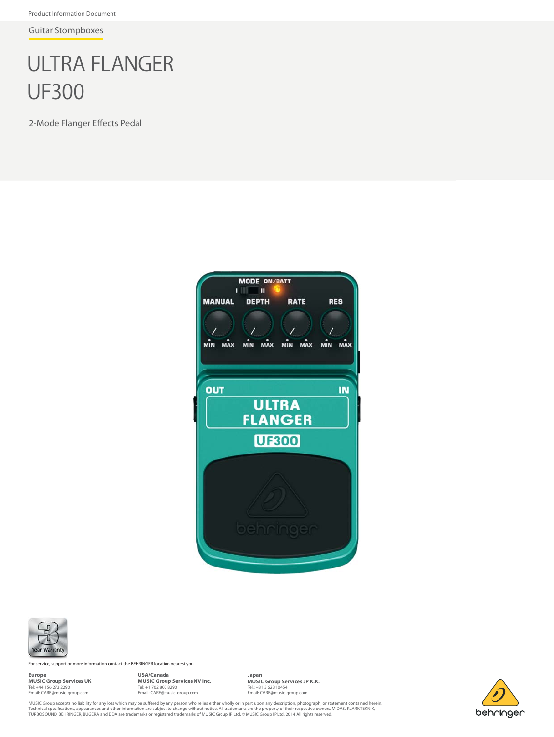Product Information Document

Guitar Stompboxes

# ULTRA FLANGER UF300

2-Mode Flanger Effects Pedal

3 Year Warranty

For service, support or more information contact the BEHRINGER location nearest you:

**Europe**
**MUSIC Group Services UK**
Tel: +44 156 273 2290
Email: CARE@music-group.com

**USA/Canada**
**MUSIC Group Services NV Inc.**
Tel: +1 702 800 8290
Email: CARE@music-group.com

**Japan**
**MUSIC Group Services JP K.K.**
Tel.: +81 3 6231 0454
Email: CARE@music-group.com

MUSIC Group accepts no liability for any loss which may be suffered by any person who relies either wholly or in part upon any description, photograph, or statement contained herein. Technical specifications, appearances and other information are subject to change without notice. All trademarks are the property of their respective owners. MIDAS, KLARK TEKNIK, TURBOSOUND, BEHRINGER, BUGERA and DDA are trademarks or registered trademarks of MUSIC Group IP Ltd. © MUSIC Group IP Ltd. 2014 All rights reserved.

behringer